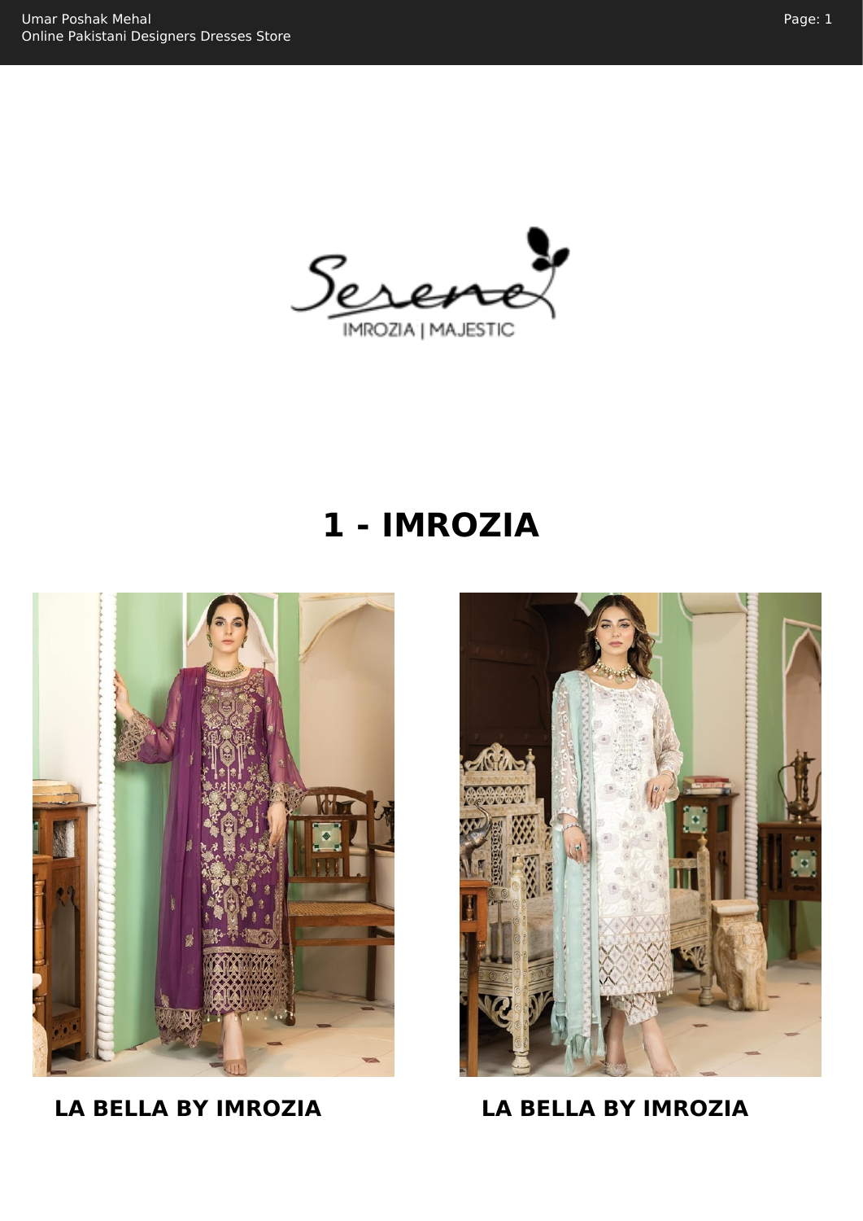# 1 - IMROZIA

**LA BELLA BY IMROZIA**

**LA BELLA BY IMROZIA**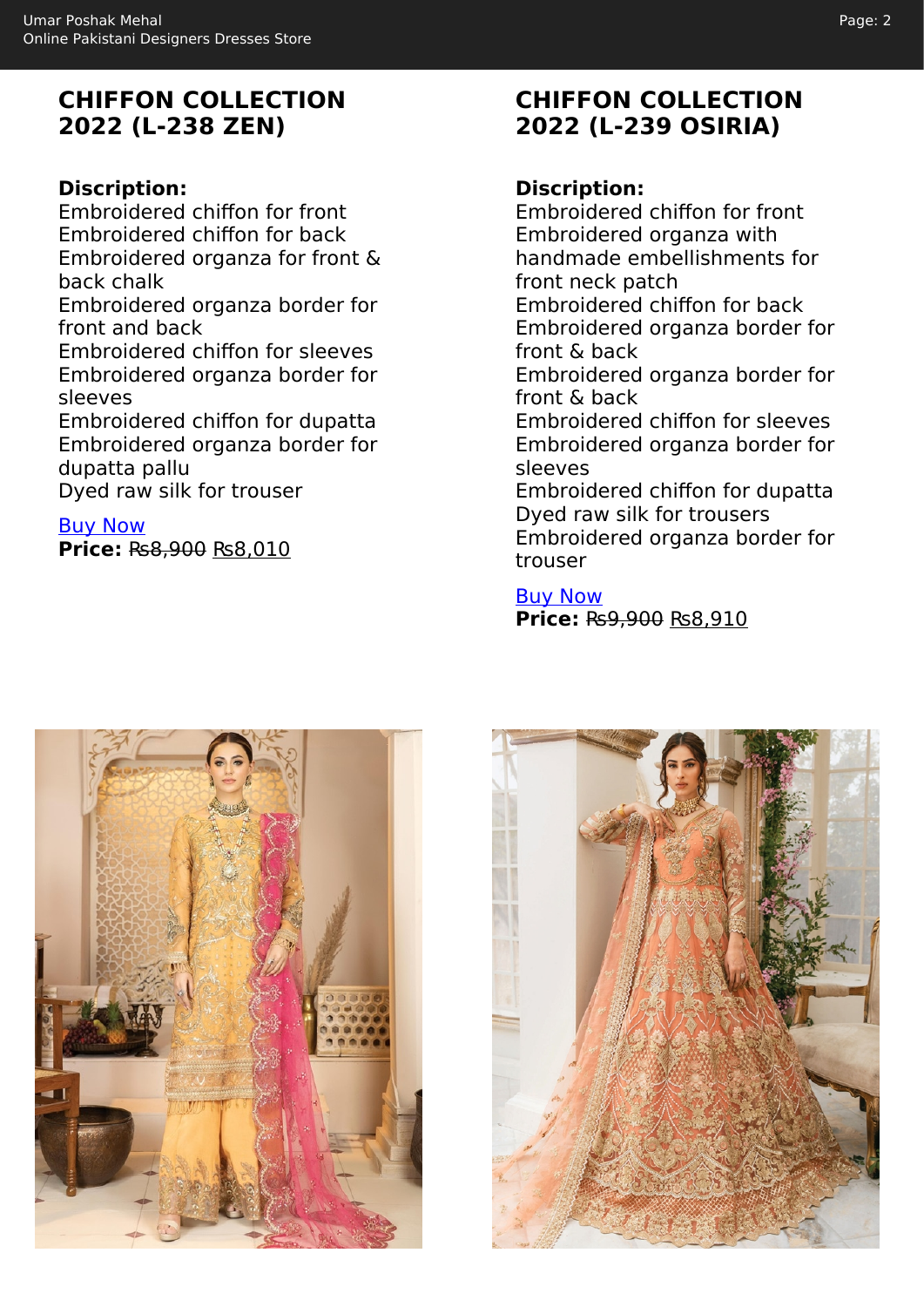## CHIFFON COLLECTION 2022 (L-238 ZEN)

**Discription:**
Embroidered chiffon for front
Embroidered chiffon for back
Embroidered organza for front & back chalk
Embroidered organza border for front and back
Embroidered chiffon for sleeves
Embroidered organza border for sleeves
Embroidered chiffon for dupatta
Embroidered organza border for dupatta pallu
Dyed raw silk for trouser

Buy Now
**Price:** ~~₨8,900~~ ₨8,010

## CHIFFON COLLECTION 2022 (L-239 OSIRIA)

**Discription:**
Embroidered chiffon for front
Embroidered organza with handmade embellishments for front neck patch
Embroidered chiffon for back
Embroidered organza border for front & back
Embroidered organza border for front & back
Embroidered chiffon for sleeves
Embroidered organza border for sleeves
Embroidered chiffon for dupatta
Dyed raw silk for trousers
Embroidered organza border for trouser

Buy Now
**Price:** ~~₨9,900~~ ₨8,910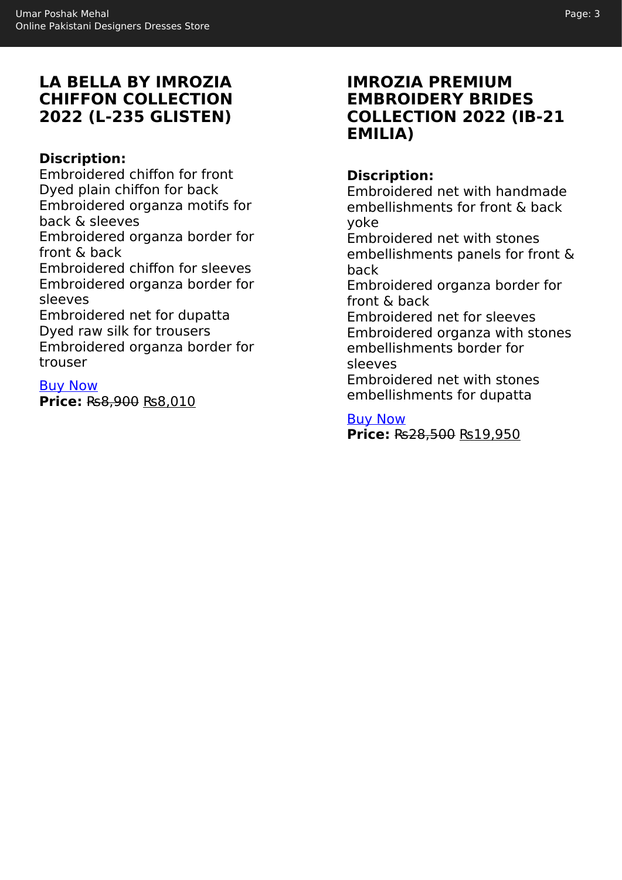## LA BELLA BY IMROZIA CHIFFON COLLECTION 2022 (L-235 GLISTEN)

**Discription:**
Embroidered chiffon for front
Dyed plain chiffon for back
Embroidered organza motifs for back & sleeves
Embroidered organza border for front & back
Embroidered chiffon for sleeves
Embroidered organza border for sleeves
Embroidered net for dupatta
Dyed raw silk for trousers
Embroidered organza border for trouser

[Buy Now]

**Price:** ~~₨8,900~~ ₨8,010

## IMROZIA PREMIUM EMBROIDERY BRIDES COLLECTION 2022 (IB-21 EMILIA)

**Discription:**
Embroidered net with handmade embellishments for front & back yoke
Embroidered net with stones embellishments panels for front & back
Embroidered organza border for front & back
Embroidered net for sleeves
Embroidered organza with stones embellishments border for sleeves
Embroidered net with stones embellishments for dupatta

[Buy Now]

**Price:** ~~₨28,500~~ ₨19,950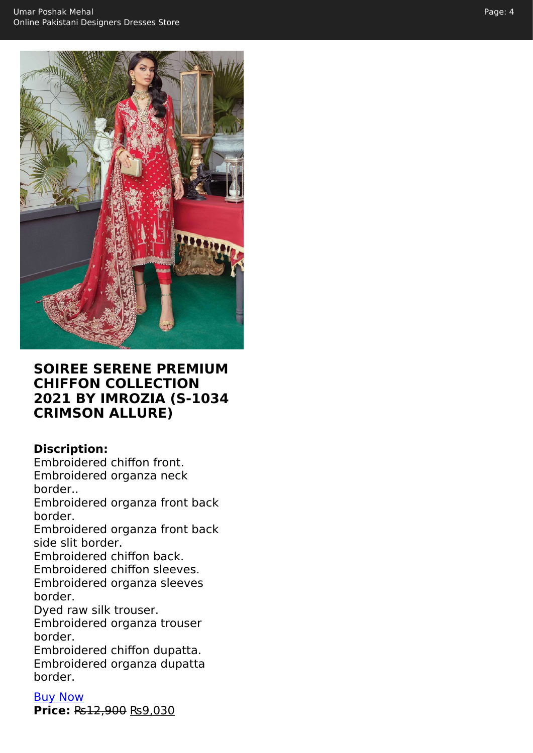## SOIREE SERENE PREMIUM CHIFFON COLLECTION 2021 BY IMROZIA (S-1034 CRIMSON ALLURE)

**Discription:**
Embroidered chiffon front.
Embroidered organza neck border..
Embroidered organza front back border.
Embroidered organza front back side slit border.
Embroidered chiffon back.
Embroidered chiffon sleeves.
Embroidered organza sleeves border.
Dyed raw silk trouser.
Embroidered organza trouser border.
Embroidered chiffon dupatta.
Embroidered organza dupatta border.

Buy Now
**Price:** ~~₨12,900~~ ₨9,030